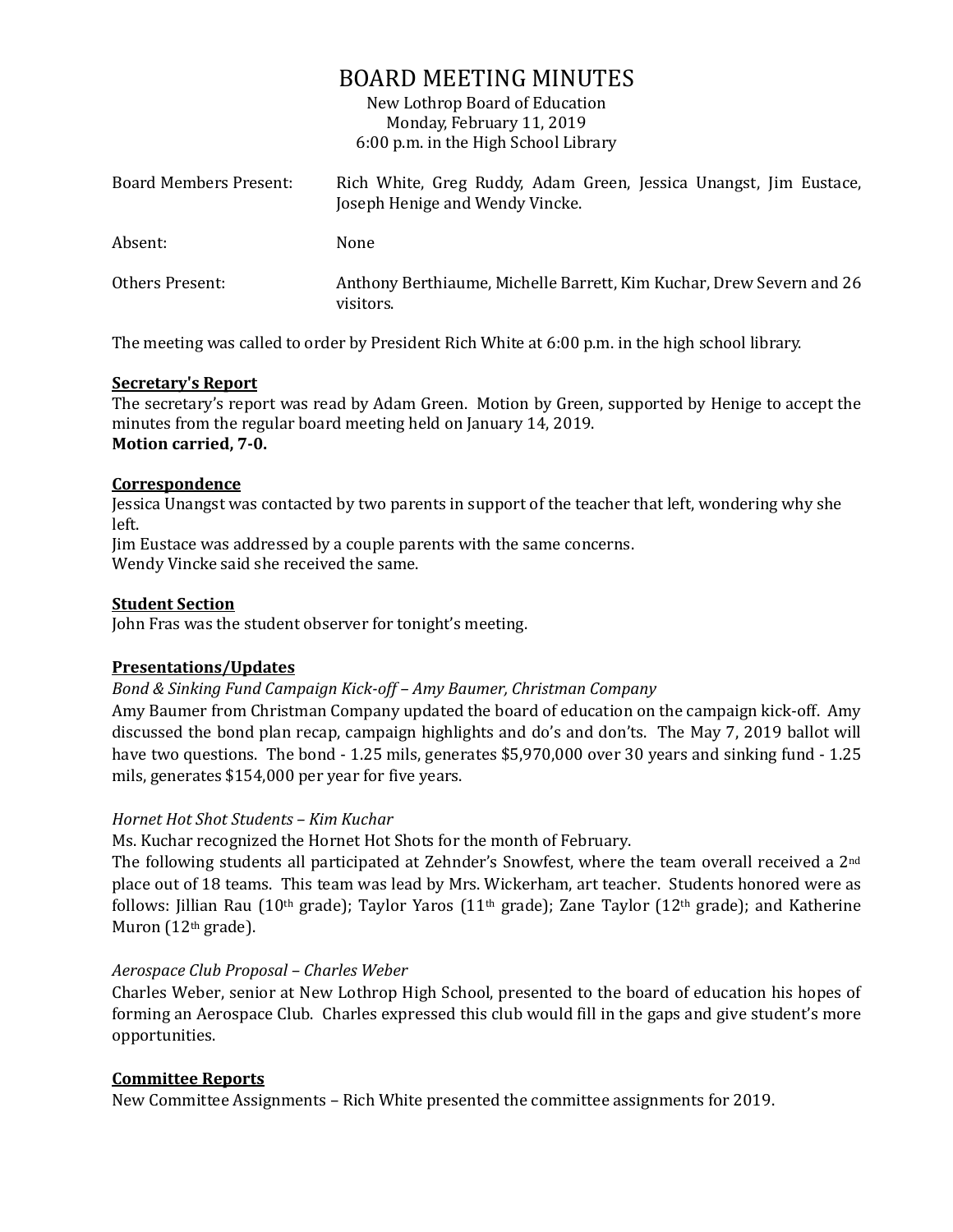# BOARD MEETING MINUTES

New Lothrop Board of Education
Monday, February 11, 2019
6:00 p.m. in the High School Library

| | |
|---|---|
| Board Members Present: | Rich White, Greg Ruddy, Adam Green, Jessica Unangst, Jim Eustace, Joseph Henige and Wendy Vincke. |
| Absent: | None |
| Others Present: | Anthony Berthiaume, Michelle Barrett, Kim Kuchar, Drew Severn and 26 visitors. |

The meeting was called to order by President Rich White at 6:00 p.m. in the high school library.

## Secretary's Report

The secretary's report was read by Adam Green. Motion by Green, supported by Henige to accept the minutes from the regular board meeting held on January 14, 2019.
**Motion carried, 7-0.**

## Correspondence

Jessica Unangst was contacted by two parents in support of the teacher that left, wondering why she left.
Jim Eustace was addressed by a couple parents with the same concerns.
Wendy Vincke said she received the same.

## Student Section

John Fras was the student observer for tonight's meeting.

## Presentations/Updates

*Bond & Sinking Fund Campaign Kick-off – Amy Baumer, Christman Company*
Amy Baumer from Christman Company updated the board of education on the campaign kick-off. Amy discussed the bond plan recap, campaign highlights and do's and don'ts. The May 7, 2019 ballot will have two questions. The bond - 1.25 mils, generates $5,970,000 over 30 years and sinking fund - 1.25 mils, generates $154,000 per year for five years.

*Hornet Hot Shot Students – Kim Kuchar*
Ms. Kuchar recognized the Hornet Hot Shots for the month of February.
The following students all participated at Zehnder's Snowfest, where the team overall received a 2nd place out of 18 teams. This team was lead by Mrs. Wickerham, art teacher. Students honored were as follows: Jillian Rau (10th grade); Taylor Yaros (11th grade); Zane Taylor (12th grade); and Katherine Muron (12th grade).

*Aerospace Club Proposal – Charles Weber*
Charles Weber, senior at New Lothrop High School, presented to the board of education his hopes of forming an Aerospace Club. Charles expressed this club would fill in the gaps and give student's more opportunities.

## Committee Reports

New Committee Assignments – Rich White presented the committee assignments for 2019.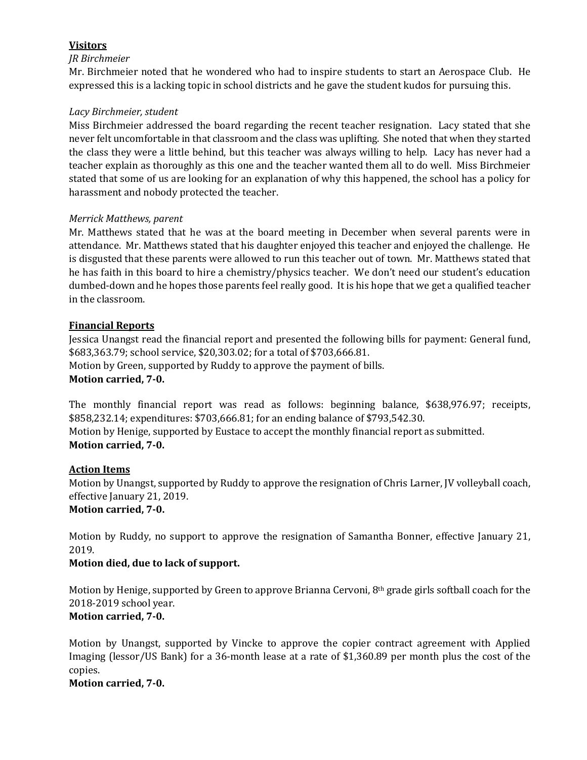## Visitors

*JR Birchmeier*

Mr. Birchmeier noted that he wondered who had to inspire students to start an Aerospace Club. He expressed this is a lacking topic in school districts and he gave the student kudos for pursuing this.

*Lacy Birchmeier, student*

Miss Birchmeier addressed the board regarding the recent teacher resignation. Lacy stated that she never felt uncomfortable in that classroom and the class was uplifting. She noted that when they started the class they were a little behind, but this teacher was always willing to help. Lacy has never had a teacher explain as thoroughly as this one and the teacher wanted them all to do well. Miss Birchmeier stated that some of us are looking for an explanation of why this happened, the school has a policy for harassment and nobody protected the teacher.

*Merrick Matthews, parent*

Mr. Matthews stated that he was at the board meeting in December when several parents were in attendance. Mr. Matthews stated that his daughter enjoyed this teacher and enjoyed the challenge. He is disgusted that these parents were allowed to run this teacher out of town. Mr. Matthews stated that he has faith in this board to hire a chemistry/physics teacher. We don't need our student's education dumbed-down and he hopes those parents feel really good. It is his hope that we get a qualified teacher in the classroom.

## Financial Reports

Jessica Unangst read the financial report and presented the following bills for payment: General fund, $683,363.79; school service, $20,303.02; for a total of $703,666.81.
Motion by Green, supported by Ruddy to approve the payment of bills.
**Motion carried, 7-0.**

The monthly financial report was read as follows: beginning balance, $638,976.97; receipts, $858,232.14; expenditures: $703,666.81; for an ending balance of $793,542.30.
Motion by Henige, supported by Eustace to accept the monthly financial report as submitted.
**Motion carried, 7-0.**

## Action Items

Motion by Unangst, supported by Ruddy to approve the resignation of Chris Larner, JV volleyball coach, effective January 21, 2019.
**Motion carried, 7-0.**

Motion by Ruddy, no support to approve the resignation of Samantha Bonner, effective January 21, 2019.
**Motion died, due to lack of support.**

Motion by Henige, supported by Green to approve Brianna Cervoni, 8th grade girls softball coach for the 2018-2019 school year.
**Motion carried, 7-0.**

Motion by Unangst, supported by Vincke to approve the copier contract agreement with Applied Imaging (lessor/US Bank) for a 36-month lease at a rate of $1,360.89 per month plus the cost of the copies.
**Motion carried, 7-0.**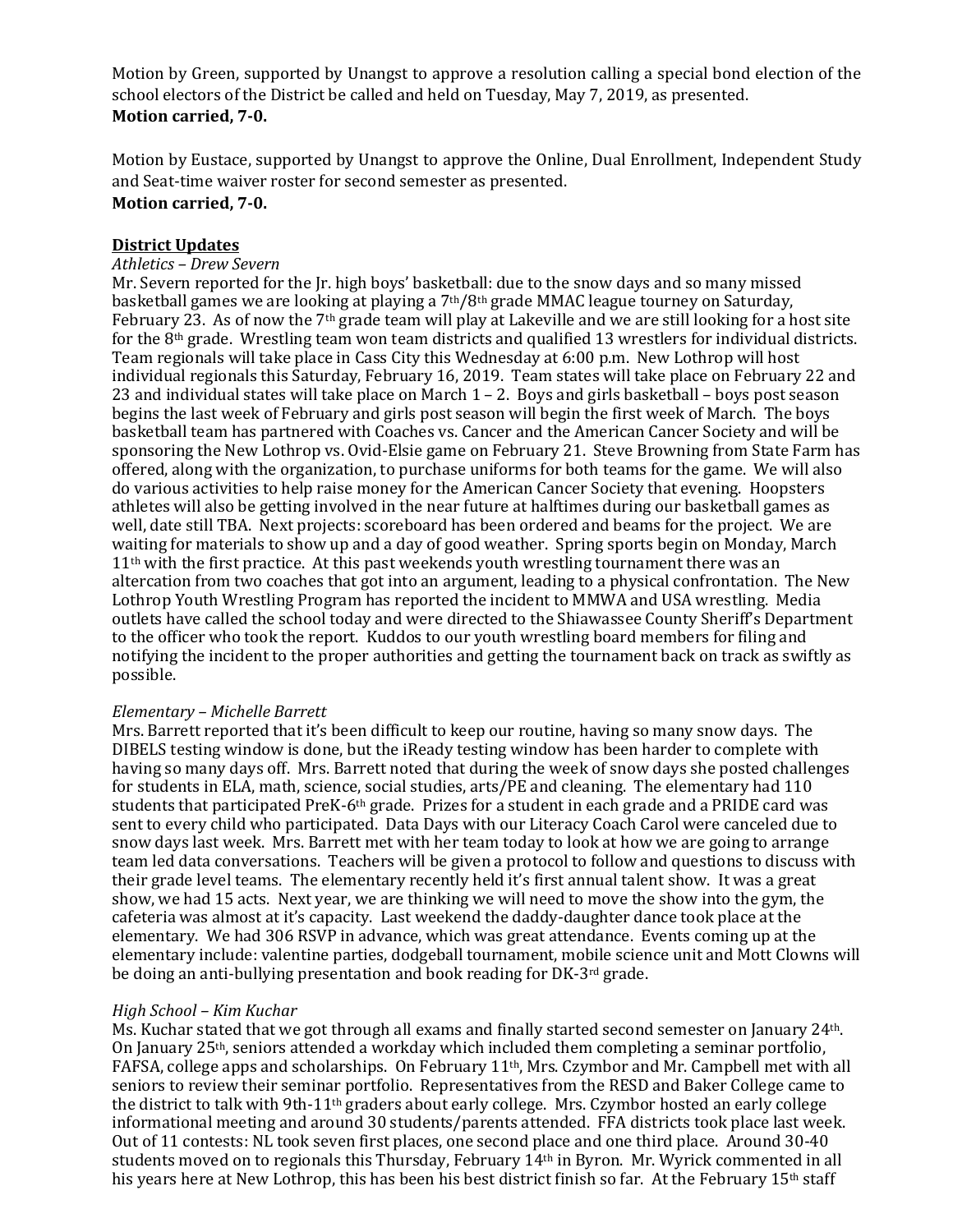Motion by Green, supported by Unangst to approve a resolution calling a special bond election of the school electors of the District be called and held on Tuesday, May 7, 2019, as presented.
**Motion carried, 7-0.**

Motion by Eustace, supported by Unangst to approve the Online, Dual Enrollment, Independent Study and Seat-time waiver roster for second semester as presented.
**Motion carried, 7-0.**

**District Updates**

*Athletics – Drew Severn*

Mr. Severn reported for the Jr. high boys' basketball: due to the snow days and so many missed basketball games we are looking at playing a 7th/8th grade MMAC league tourney on Saturday, February 23. As of now the 7th grade team will play at Lakeville and we are still looking for a host site for the 8th grade. Wrestling team won team districts and qualified 13 wrestlers for individual districts. Team regionals will take place in Cass City this Wednesday at 6:00 p.m. New Lothrop will host individual regionals this Saturday, February 16, 2019. Team states will take place on February 22 and 23 and individual states will take place on March 1 – 2. Boys and girls basketball – boys post season begins the last week of February and girls post season will begin the first week of March. The boys basketball team has partnered with Coaches vs. Cancer and the American Cancer Society and will be sponsoring the New Lothrop vs. Ovid-Elsie game on February 21. Steve Browning from State Farm has offered, along with the organization, to purchase uniforms for both teams for the game. We will also do various activities to help raise money for the American Cancer Society that evening. Hoopsters athletes will also be getting involved in the near future at halftimes during our basketball games as well, date still TBA. Next projects: scoreboard has been ordered and beams for the project. We are waiting for materials to show up and a day of good weather. Spring sports begin on Monday, March 11th with the first practice. At this past weekends youth wrestling tournament there was an altercation from two coaches that got into an argument, leading to a physical confrontation. The New Lothrop Youth Wrestling Program has reported the incident to MMWA and USA wrestling. Media outlets have called the school today and were directed to the Shiawassee County Sheriff's Department to the officer who took the report. Kuddos to our youth wrestling board members for filing and notifying the incident to the proper authorities and getting the tournament back on track as swiftly as possible.

*Elementary – Michelle Barrett*

Mrs. Barrett reported that it's been difficult to keep our routine, having so many snow days. The DIBELS testing window is done, but the iReady testing window has been harder to complete with having so many days off. Mrs. Barrett noted that during the week of snow days she posted challenges for students in ELA, math, science, social studies, arts/PE and cleaning. The elementary had 110 students that participated PreK-6th grade. Prizes for a student in each grade and a PRIDE card was sent to every child who participated. Data Days with our Literacy Coach Carol were canceled due to snow days last week. Mrs. Barrett met with her team today to look at how we are going to arrange team led data conversations. Teachers will be given a protocol to follow and questions to discuss with their grade level teams. The elementary recently held it's first annual talent show. It was a great show, we had 15 acts. Next year, we are thinking we will need to move the show into the gym, the cafeteria was almost at it's capacity. Last weekend the daddy-daughter dance took place at the elementary. We had 306 RSVP in advance, which was great attendance. Events coming up at the elementary include: valentine parties, dodgeball tournament, mobile science unit and Mott Clowns will be doing an anti-bullying presentation and book reading for DK-3rd grade.

*High School – Kim Kuchar*

Ms. Kuchar stated that we got through all exams and finally started second semester on January 24th. On January 25th, seniors attended a workday which included them completing a seminar portfolio, FAFSA, college apps and scholarships. On February 11th, Mrs. Czymbor and Mr. Campbell met with all seniors to review their seminar portfolio. Representatives from the RESD and Baker College came to the district to talk with 9th-11th graders about early college. Mrs. Czymbor hosted an early college informational meeting and around 30 students/parents attended. FFA districts took place last week. Out of 11 contests: NL took seven first places, one second place and one third place. Around 30-40 students moved on to regionals this Thursday, February 14th in Byron. Mr. Wyrick commented in all his years here at New Lothrop, this has been his best district finish so far. At the February 15th staff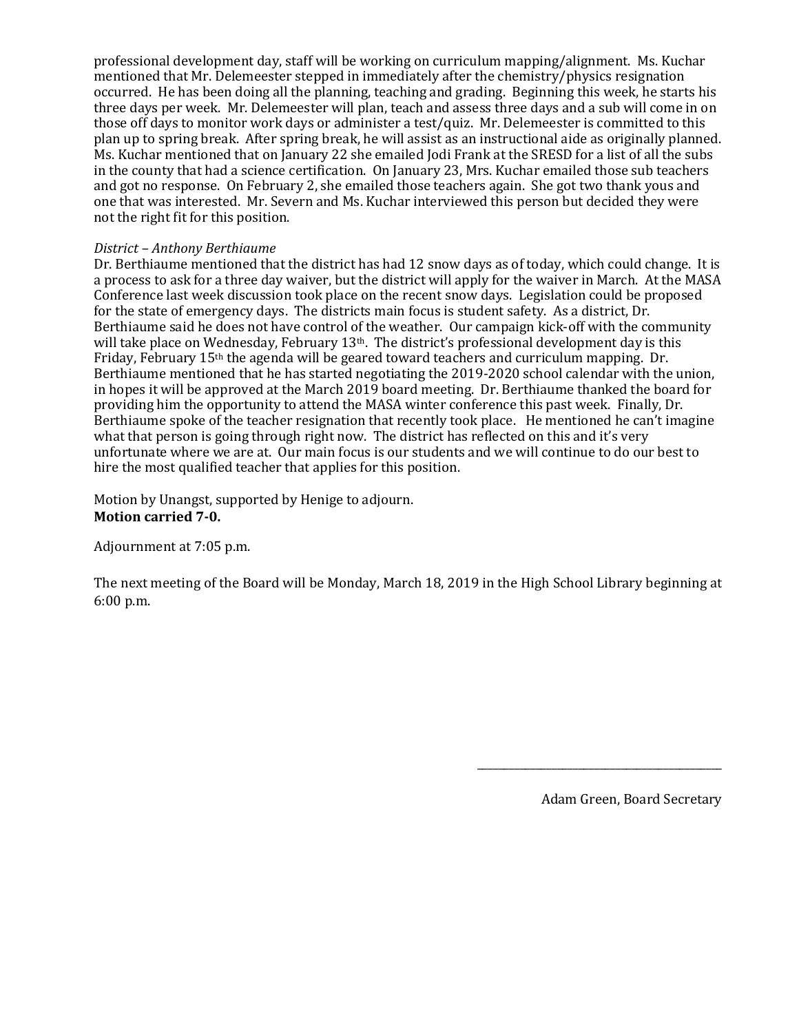professional development day, staff will be working on curriculum mapping/alignment. Ms. Kuchar mentioned that Mr. Delemeester stepped in immediately after the chemistry/physics resignation occurred. He has been doing all the planning, teaching and grading. Beginning this week, he starts his three days per week. Mr. Delemeester will plan, teach and assess three days and a sub will come in on those off days to monitor work days or administer a test/quiz. Mr. Delemeester is committed to this plan up to spring break. After spring break, he will assist as an instructional aide as originally planned. Ms. Kuchar mentioned that on January 22 she emailed Jodi Frank at the SRESD for a list of all the subs in the county that had a science certification. On January 23, Mrs. Kuchar emailed those sub teachers and got no response. On February 2, she emailed those teachers again. She got two thank yous and one that was interested. Mr. Severn and Ms. Kuchar interviewed this person but decided they were not the right fit for this position.

*District – Anthony Berthiaume*

Dr. Berthiaume mentioned that the district has had 12 snow days as of today, which could change. It is a process to ask for a three day waiver, but the district will apply for the waiver in March. At the MASA Conference last week discussion took place on the recent snow days. Legislation could be proposed for the state of emergency days. The districts main focus is student safety. As a district, Dr. Berthiaume said he does not have control of the weather. Our campaign kick-off with the community will take place on Wednesday, February 13th. The district's professional development day is this Friday, February 15th the agenda will be geared toward teachers and curriculum mapping. Dr. Berthiaume mentioned that he has started negotiating the 2019-2020 school calendar with the union, in hopes it will be approved at the March 2019 board meeting. Dr. Berthiaume thanked the board for providing him the opportunity to attend the MASA winter conference this past week. Finally, Dr. Berthiaume spoke of the teacher resignation that recently took place. He mentioned he can't imagine what that person is going through right now. The district has reflected on this and it's very unfortunate where we are at. Our main focus is our students and we will continue to do our best to hire the most qualified teacher that applies for this position.

Motion by Unangst, supported by Henige to adjourn.
**Motion carried 7-0.**

Adjournment at 7:05 p.m.

The next meeting of the Board will be Monday, March 18, 2019 in the High School Library beginning at 6:00 p.m.

\_\_\_\_\_\_\_\_\_\_\_\_\_\_\_\_\_\_\_\_\_\_\_\_\_\_\_\_\_\_\_\_\_\_\_\_\_\_\_\_

Adam Green, Board Secretary